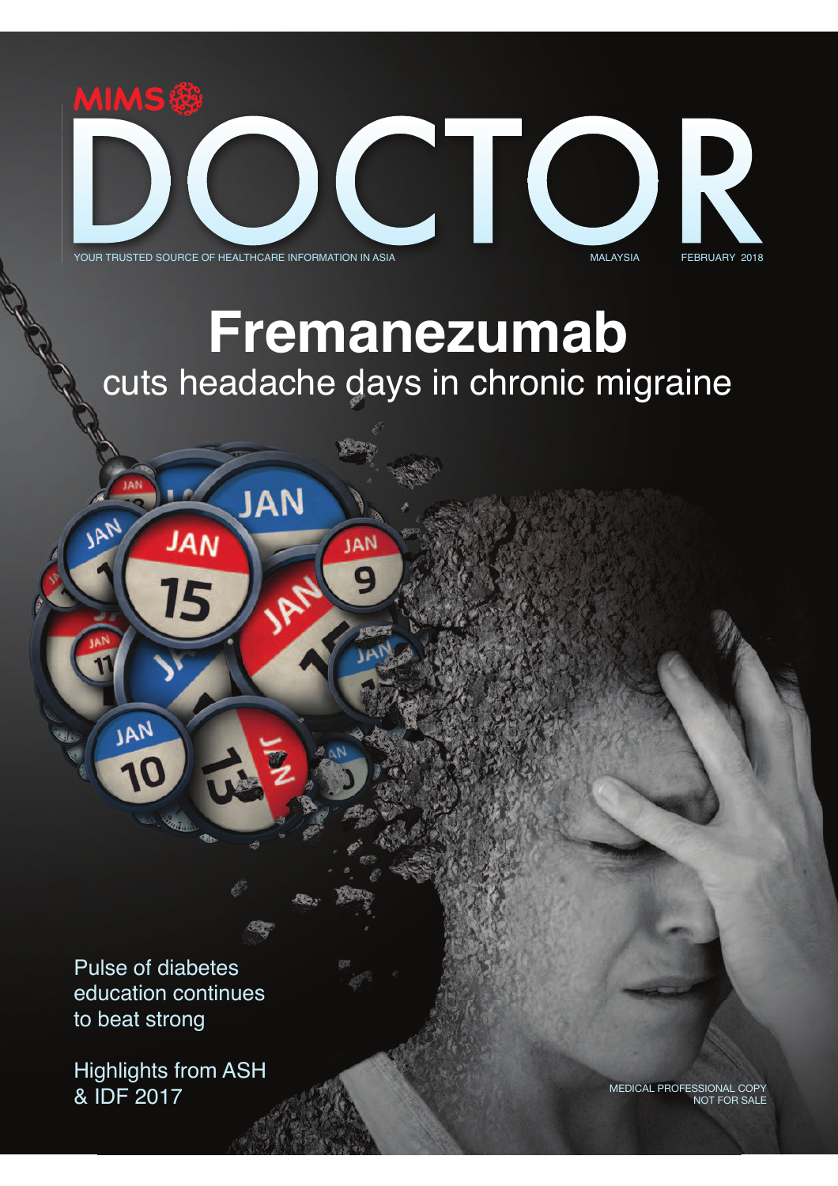MIMS

# DOCTOR

YOUR TRUSTED SOURCE OF HEALTHCARE INFORMATION IN ASIA

MALAYSIA

FEBRUARY 2018

## Fremanezumab

cuts headache days in chronic migraine

Pulse of diabetes education continues to beat strong

Highlights from ASH & IDF 2017

MEDICAL PROFESSIONAL COPY
NOT FOR SALE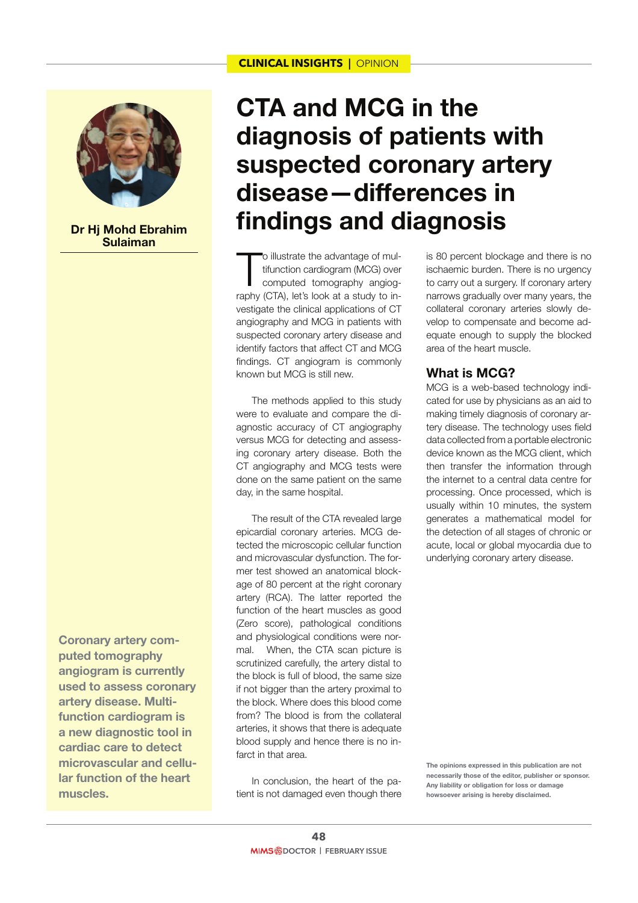CLINICAL INSIGHTS | OPINION

**Dr Hj Mohd Ebrahim Sulaiman**

# CTA and MCG in the diagnosis of patients with suspected coronary artery disease—differences in findings and diagnosis

**Coronary artery computed tomography angiogram is currently used to assess coronary artery disease. Multi-function cardiogram is a new diagnostic tool in cardiac care to detect microvascular and cellular function of the heart muscles.**

To illustrate the advantage of multifunction cardiogram (MCG) over computed tomography angiography (CTA), let's look at a study to investigate the clinical applications of CT angiography and MCG in patients with suspected coronary artery disease and identify factors that affect CT and MCG findings. CT angiogram is commonly known but MCG is still new.

The methods applied to this study were to evaluate and compare the diagnostic accuracy of CT angiography versus MCG for detecting and assessing coronary artery disease. Both the CT angiography and MCG tests were done on the same patient on the same day, in the same hospital.

The result of the CTA revealed large epicardial coronary arteries. MCG detected the microscopic cellular function and microvascular dysfunction. The former test showed an anatomical blockage of 80 percent at the right coronary artery (RCA). The latter reported the function of the heart muscles as good (Zero score), pathological conditions and physiological conditions were normal. When, the CTA scan picture is scrutinized carefully, the artery distal to the block is full of blood, the same size if not bigger than the artery proximal to the block. Where does this blood come from? The blood is from the collateral arteries, it shows that there is adequate blood supply and hence there is no infarct in that area.

In conclusion, the heart of the patient is not damaged even though there is 80 percent blockage and there is no ischaemic burden. There is no urgency to carry out a surgery. If coronary artery narrows gradually over many years, the collateral coronary arteries slowly develop to compensate and become adequate enough to supply the blocked area of the heart muscle.

## What is MCG?

MCG is a web-based technology indicated for use by physicians as an aid to making timely diagnosis of coronary artery disease. The technology uses field data collected from a portable electronic device known as the MCG client, which then transfer the information through the internet to a central data centre for processing. Once processed, which is usually within 10 minutes, the system generates a mathematical model for the detection of all stages of chronic or acute, local or global myocardia due to underlying coronary artery disease.

**The opinions expressed in this publication are not necessarily those of the editor, publisher or sponsor. Any liability or obligation for loss or damage howsoever arising is hereby disclaimed.**